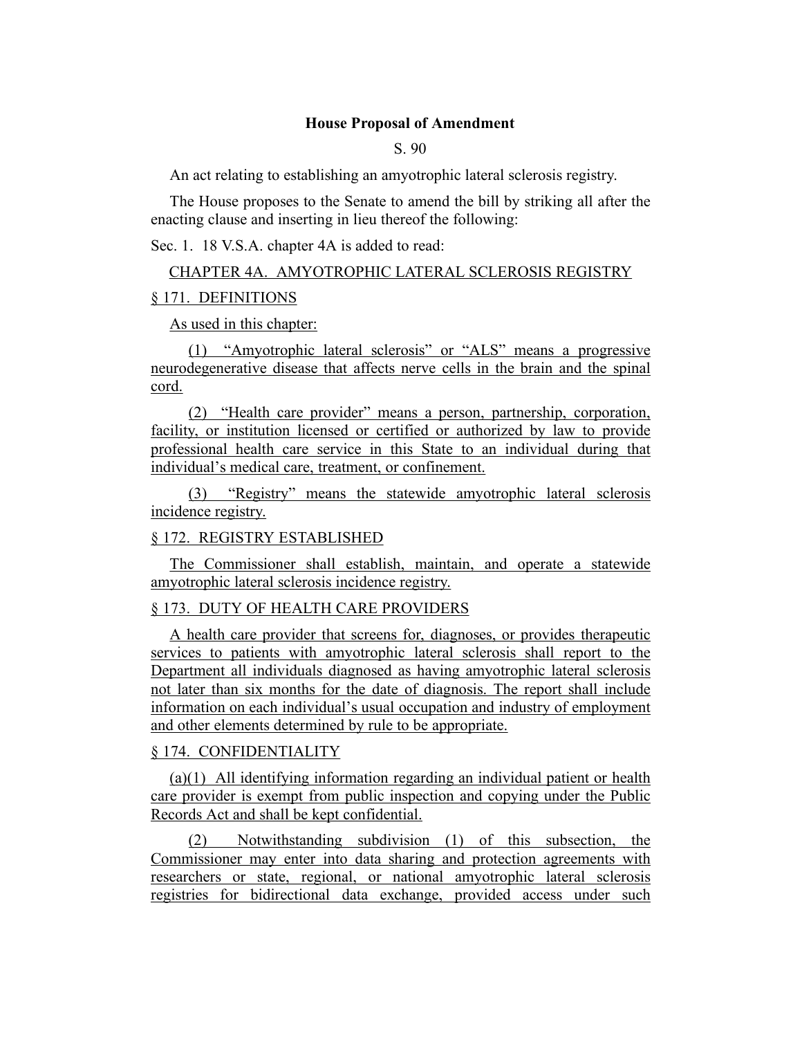**House Proposal of Amendment**

S. 90

An act relating to establishing an amyotrophic lateral sclerosis registry.

The House proposes to the Senate to amend the bill by striking all after the enacting clause and inserting in lieu thereof the following:

Sec. 1. 18 V.S.A. chapter 4A is added to read:

CHAPTER 4A. AMYOTROPHIC LATERAL SCLEROSIS REGISTRY

§ 171. DEFINITIONS

As used in this chapter:

(1) "Amyotrophic lateral sclerosis" or "ALS" means a progressive neurodegenerative disease that affects nerve cells in the brain and the spinal cord.

(2) "Health care provider" means a person, partnership, corporation, facility, or institution licensed or certified or authorized by law to provide professional health care service in this State to an individual during that individual's medical care, treatment, or confinement.

(3) "Registry" means the statewide amyotrophic lateral sclerosis incidence registry.

§ 172. REGISTRY ESTABLISHED

The Commissioner shall establish, maintain, and operate a statewide amyotrophic lateral sclerosis incidence registry.

§ 173. DUTY OF HEALTH CARE PROVIDERS

A health care provider that screens for, diagnoses, or provides therapeutic services to patients with amyotrophic lateral sclerosis shall report to the Department all individuals diagnosed as having amyotrophic lateral sclerosis not later than six months for the date of diagnosis. The report shall include information on each individual's usual occupation and industry of employment and other elements determined by rule to be appropriate.

§ 174. CONFIDENTIALITY

(a)(1) All identifying information regarding an individual patient or health care provider is exempt from public inspection and copying under the Public Records Act and shall be kept confidential.

(2) Notwithstanding subdivision (1) of this subsection, the Commissioner may enter into data sharing and protection agreements with researchers or state, regional, or national amyotrophic lateral sclerosis registries for bidirectional data exchange, provided access under such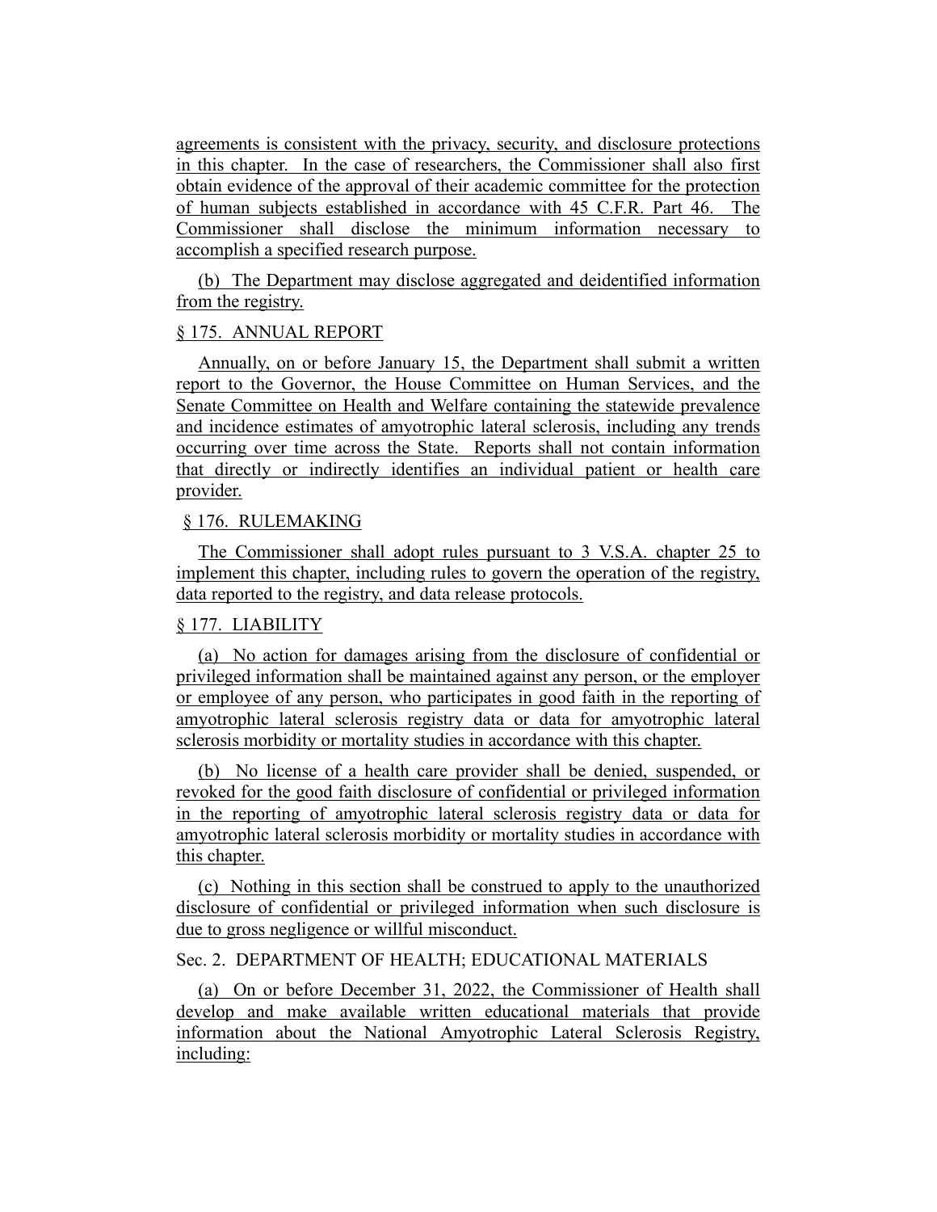agreements is consistent with the privacy, security, and disclosure protections in this chapter. In the case of researchers, the Commissioner shall also first obtain evidence of the approval of their academic committee for the protection of human subjects established in accordance with 45 C.F.R. Part 46. The Commissioner shall disclose the minimum information necessary to accomplish a specified research purpose.

(b) The Department may disclose aggregated and deidentified information from the registry.

§ 175. ANNUAL REPORT

Annually, on or before January 15, the Department shall submit a written report to the Governor, the House Committee on Human Services, and the Senate Committee on Health and Welfare containing the statewide prevalence and incidence estimates of amyotrophic lateral sclerosis, including any trends occurring over time across the State. Reports shall not contain information that directly or indirectly identifies an individual patient or health care provider.

§ 176. RULEMAKING

The Commissioner shall adopt rules pursuant to 3 V.S.A. chapter 25 to implement this chapter, including rules to govern the operation of the registry, data reported to the registry, and data release protocols.

§ 177. LIABILITY

(a) No action for damages arising from the disclosure of confidential or privileged information shall be maintained against any person, or the employer or employee of any person, who participates in good faith in the reporting of amyotrophic lateral sclerosis registry data or data for amyotrophic lateral sclerosis morbidity or mortality studies in accordance with this chapter.

(b) No license of a health care provider shall be denied, suspended, or revoked for the good faith disclosure of confidential or privileged information in the reporting of amyotrophic lateral sclerosis registry data or data for amyotrophic lateral sclerosis morbidity or mortality studies in accordance with this chapter.

(c) Nothing in this section shall be construed to apply to the unauthorized disclosure of confidential or privileged information when such disclosure is due to gross negligence or willful misconduct.

Sec. 2. DEPARTMENT OF HEALTH; EDUCATIONAL MATERIALS

(a) On or before December 31, 2022, the Commissioner of Health shall develop and make available written educational materials that provide information about the National Amyotrophic Lateral Sclerosis Registry, including: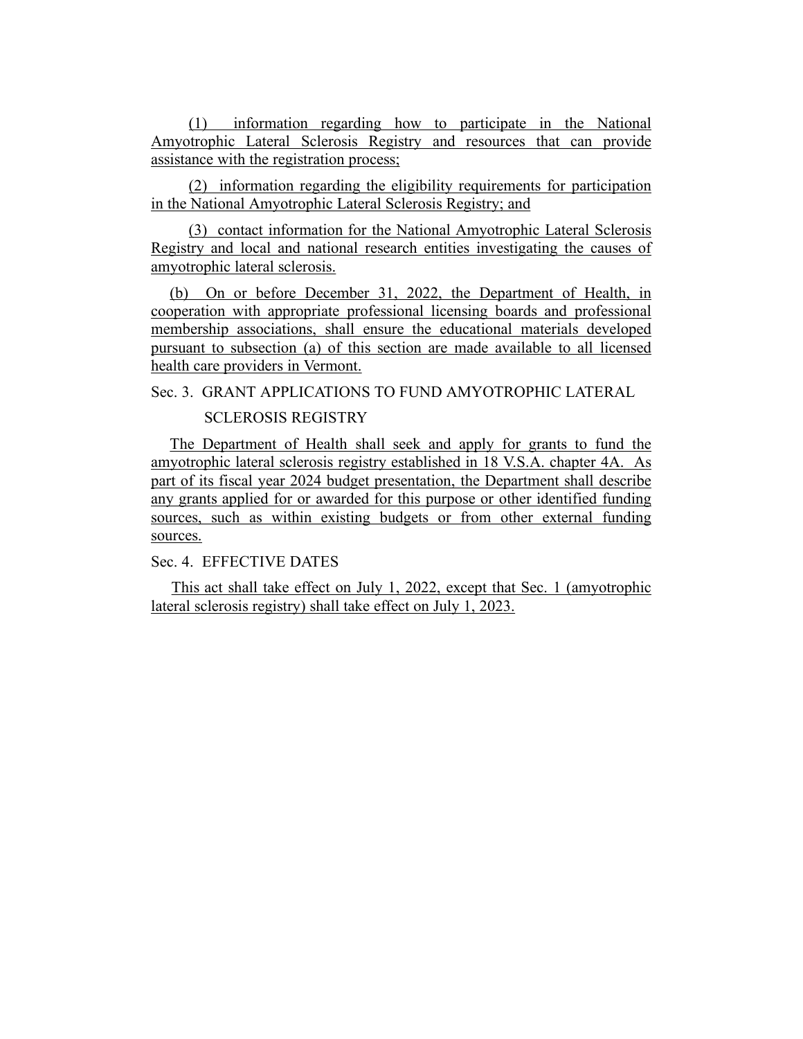(1) information regarding how to participate in the National Amyotrophic Lateral Sclerosis Registry and resources that can provide assistance with the registration process;

(2) information regarding the eligibility requirements for participation in the National Amyotrophic Lateral Sclerosis Registry; and

(3) contact information for the National Amyotrophic Lateral Sclerosis Registry and local and national research entities investigating the causes of amyotrophic lateral sclerosis.

(b) On or before December 31, 2022, the Department of Health, in cooperation with appropriate professional licensing boards and professional membership associations, shall ensure the educational materials developed pursuant to subsection (a) of this section are made available to all licensed health care providers in Vermont.

Sec. 3. GRANT APPLICATIONS TO FUND AMYOTROPHIC LATERAL SCLEROSIS REGISTRY

The Department of Health shall seek and apply for grants to fund the amyotrophic lateral sclerosis registry established in 18 V.S.A. chapter 4A. As part of its fiscal year 2024 budget presentation, the Department shall describe any grants applied for or awarded for this purpose or other identified funding sources, such as within existing budgets or from other external funding sources.

Sec. 4. EFFECTIVE DATES

This act shall take effect on July 1, 2022, except that Sec. 1 (amyotrophic lateral sclerosis registry) shall take effect on July 1, 2023.